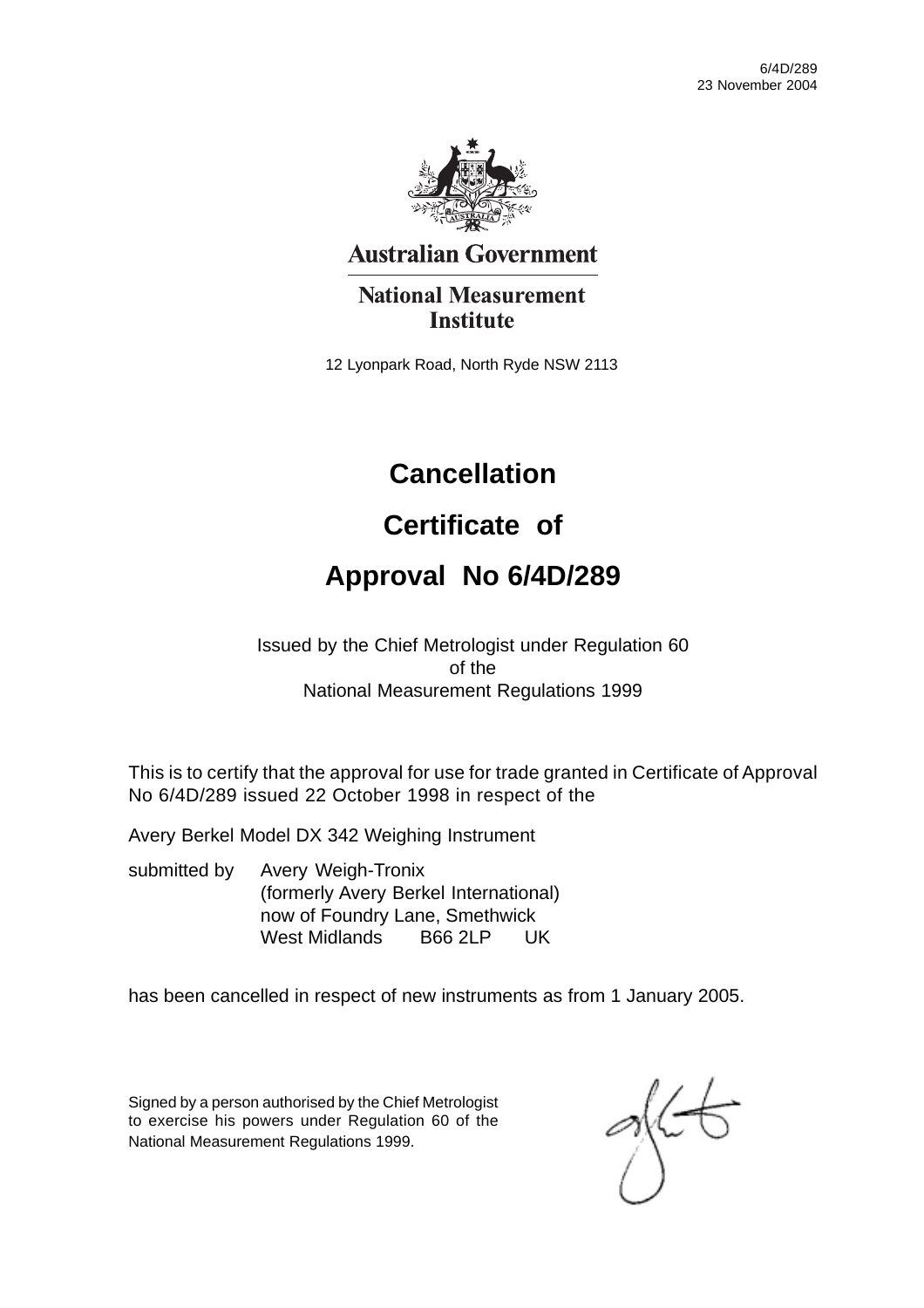6/4D/289
23 November 2004

**Australian Government**

**National Measurement Institute**

12 Lyonpark Road, North Ryde NSW 2113

# Cancellation

# Certificate of

# Approval No 6/4D/289

Issued by the Chief Metrologist under Regulation 60
of the
National Measurement Regulations 1999

This is to certify that the approval for use for trade granted in Certificate of Approval No 6/4D/289 issued 22 October 1998 in respect of the

Avery Berkel Model DX 342 Weighing Instrument

submitted by Avery Weigh-Tronix
(formerly Avery Berkel International)
now of Foundry Lane, Smethwick
West Midlands B66 2LP UK

has been cancelled in respect of new instruments as from 1 January 2005.

Signed by a person authorised by the Chief Metrologist to exercise his powers under Regulation 60 of the National Measurement Regulations 1999.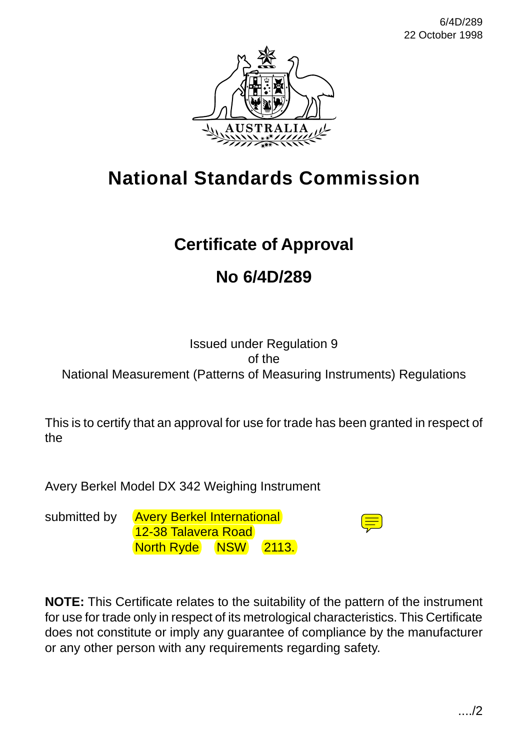# National Standards Commission

## Certificate of Approval

## No 6/4D/289

Issued under Regulation 9
of the
National Measurement (Patterns of Measuring Instruments) Regulations

This is to certify that an approval for use for trade has been granted in respect of the

Avery Berkel Model DX 342 Weighing Instrument

submitted by Avery Berkel International
12-38 Talavera Road
North Ryde NSW 2113.

**NOTE:** This Certificate relates to the suitability of the pattern of the instrument for use for trade only in respect of its metrological characteristics. This Certificate does not constitute or imply any guarantee of compliance by the manufacturer or any other person with any requirements regarding safety.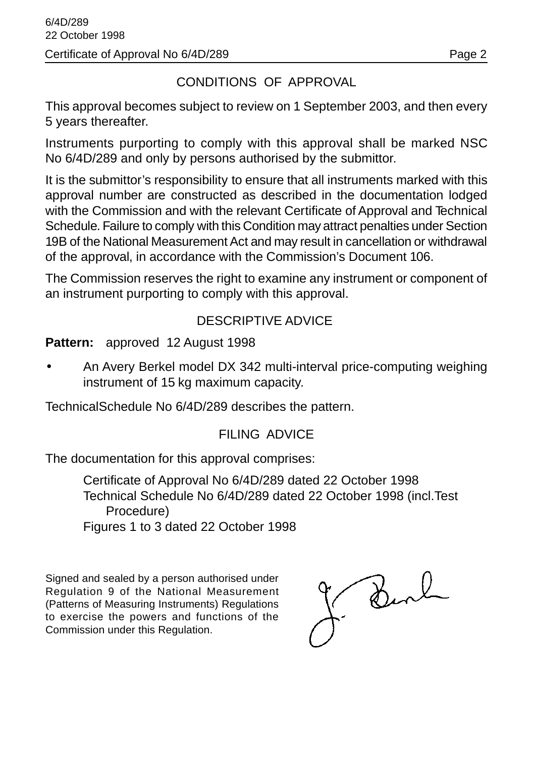## CONDITIONS OF APPROVAL

This approval becomes subject to review on 1 September 2003, and then every 5 years thereafter.

Instruments purporting to comply with this approval shall be marked NSC No 6/4D/289 and only by persons authorised by the submittor.

It is the submittor's responsibility to ensure that all instruments marked with this approval number are constructed as described in the documentation lodged with the Commission and with the relevant Certificate of Approval and Technical Schedule. Failure to comply with this Condition may attract penalties under Section 19B of the National Measurement Act and may result in cancellation or withdrawal of the approval, in accordance with the Commission's Document 106.

The Commission reserves the right to examine any instrument or component of an instrument purporting to comply with this approval.

## DESCRIPTIVE ADVICE

**Pattern:** approved 12 August 1998

- An Avery Berkel model DX 342 multi-interval price-computing weighing instrument of 15 kg maximum capacity.

TechnicalSchedule No 6/4D/289 describes the pattern.

## FILING ADVICE

The documentation for this approval comprises:

Certificate of Approval No 6/4D/289 dated 22 October 1998
Technical Schedule No 6/4D/289 dated 22 October 1998 (incl.Test Procedure)
Figures 1 to 3 dated 22 October 1998

Signed and sealed by a person authorised under Regulation 9 of the National Measurement (Patterns of Measuring Instruments) Regulations to exercise the powers and functions of the Commission under this Regulation.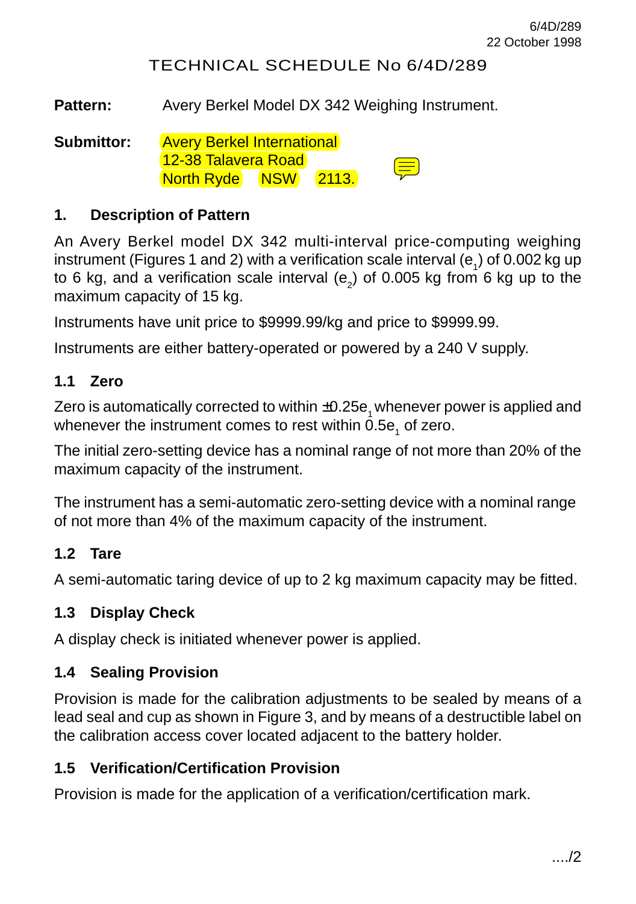6/4D/289
22 October 1998

# TECHNICAL SCHEDULE No 6/4D/289

**Pattern:** Avery Berkel Model DX 342 Weighing Instrument.

**Submittor:** Avery Berkel International
12-38 Talavera Road
North Ryde NSW 2113.

## 1. Description of Pattern

An Avery Berkel model DX 342 multi-interval price-computing weighing instrument (Figures 1 and 2) with a verification scale interval ($e_1$) of 0.002 kg up to 6 kg, and a verification scale interval ($e_2$) of 0.005 kg from 6 kg up to the maximum capacity of 15 kg.

Instruments have unit price to $9999.99/kg and price to $9999.99.

Instruments are either battery-operated or powered by a 240 V supply.

### 1.1 Zero

Zero is automatically corrected to within $\pm 0.25e_1$ whenever power is applied and whenever the instrument comes to rest within $0.5e_1$ of zero.

The initial zero-setting device has a nominal range of not more than 20% of the maximum capacity of the instrument.

The instrument has a semi-automatic zero-setting device with a nominal range of not more than 4% of the maximum capacity of the instrument.

### 1.2 Tare

A semi-automatic taring device of up to 2 kg maximum capacity may be fitted.

### 1.3 Display Check

A display check is initiated whenever power is applied.

### 1.4 Sealing Provision

Provision is made for the calibration adjustments to be sealed by means of a lead seal and cup as shown in Figure 3, and by means of a destructible label on the calibration access cover located adjacent to the battery holder.

### 1.5 Verification/Certification Provision

Provision is made for the application of a verification/certification mark.

..../2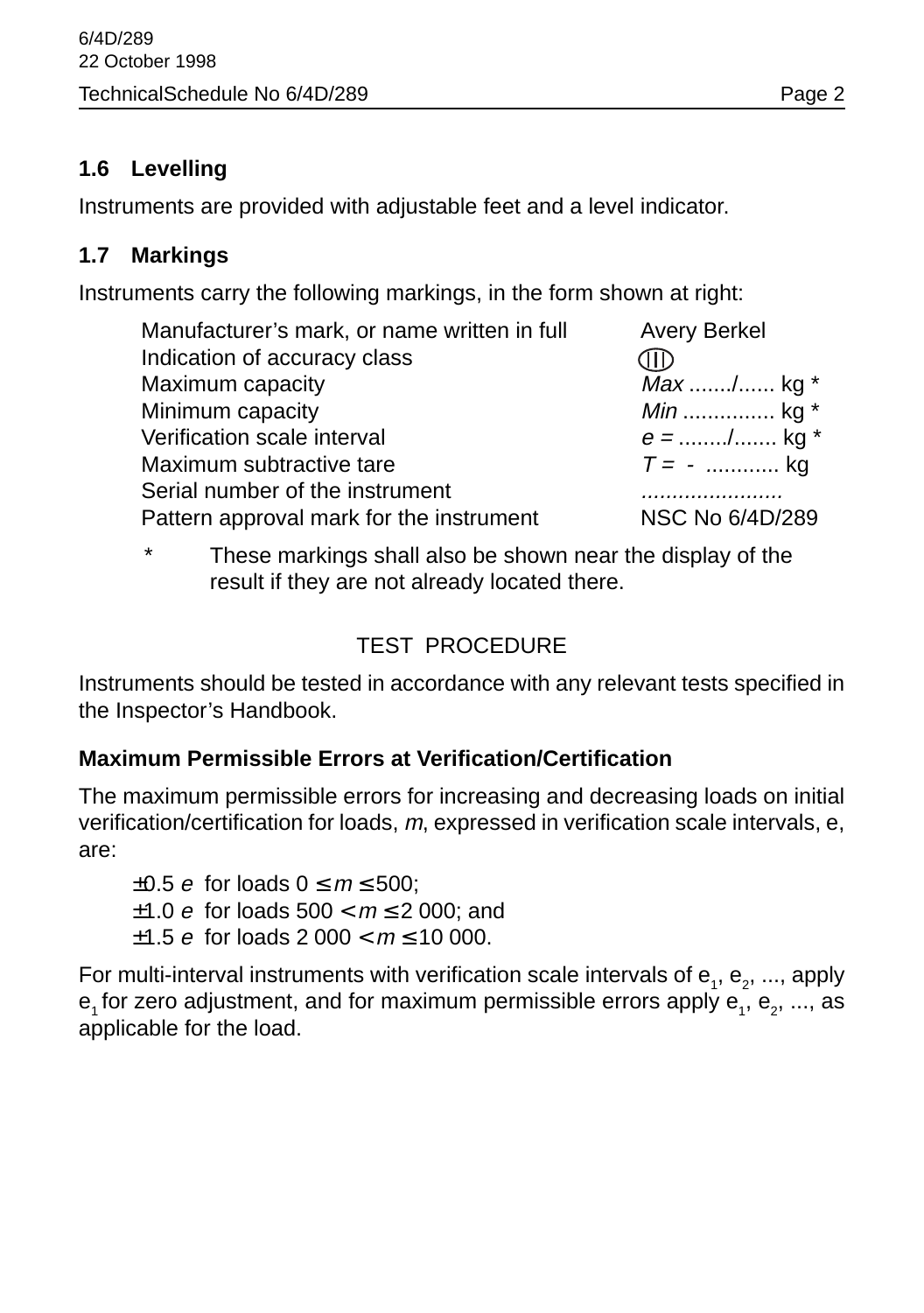### 1.6 Levelling

Instruments are provided with adjustable feet and a level indicator.

### 1.7 Markings

Instruments carry the following markings, in the form shown at right:

| | |
|---|---|
| Manufacturer's mark, or name written in full | Avery Berkel |
| Indication of accuracy class | (III) |
| Maximum capacity | *Max* ......./...... kg * |
| Minimum capacity | *Min* ............... kg * |
| Verification scale interval | *e* = ......../....... kg * |
| Maximum subtractive tare | *T* = - ............ kg |
| Serial number of the instrument | ....................... |
| Pattern approval mark for the instrument | NSC No 6/4D/289 |

\* These markings shall also be shown near the display of the result if they are not already located there.

## TEST PROCEDURE

Instruments should be tested in accordance with any relevant tests specified in the Inspector's Handbook.

### Maximum Permissible Errors at Verification/Certification

The maximum permissible errors for increasing and decreasing loads on initial verification/certification for loads, *m*, expressed in verification scale intervals, e, are:

$\pm 0.5\ e$ for loads $0 \leq m \leq 500$;
$\pm 1.0\ e$ for loads $500 < m \leq 2\ 000$; and
$\pm 1.5\ e$ for loads $2\ 000 < m \leq 10\ 000$.

For multi-interval instruments with verification scale intervals of $e_1$, $e_2$, ..., apply $e_1$ for zero adjustment, and for maximum permissible errors apply $e_1$, $e_2$, ..., as applicable for the load.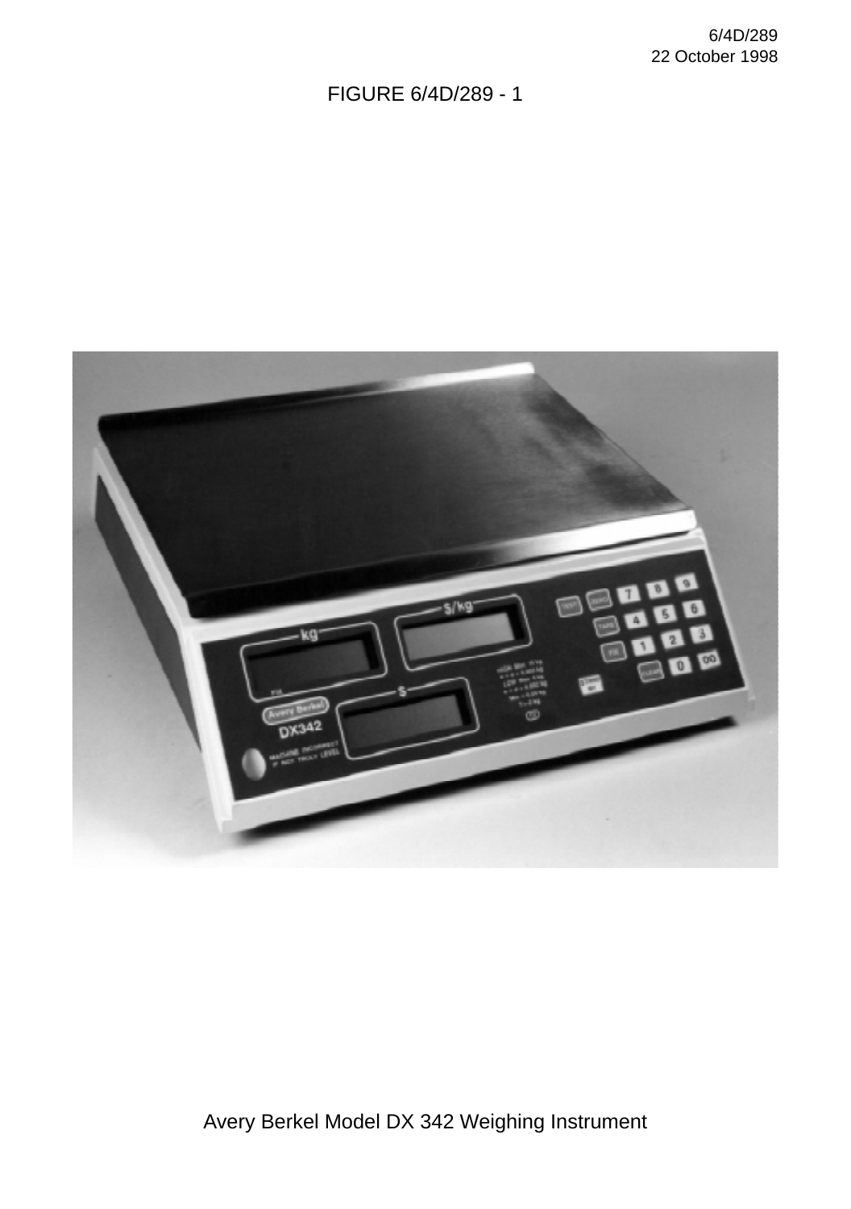FIGURE 6/4D/289 - 1

Avery Berkel Model DX 342 Weighing Instrument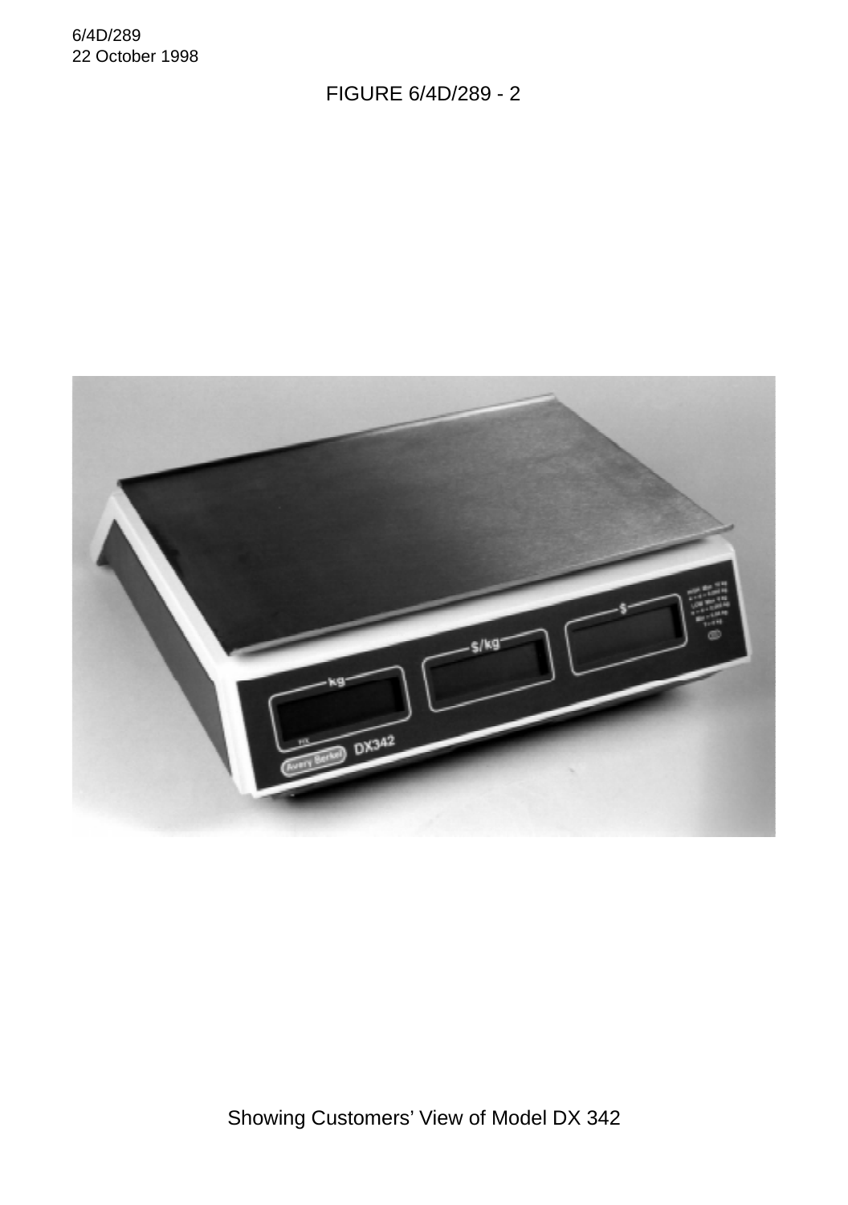FIGURE 6/4D/289 - 2

Showing Customers' View of Model DX 342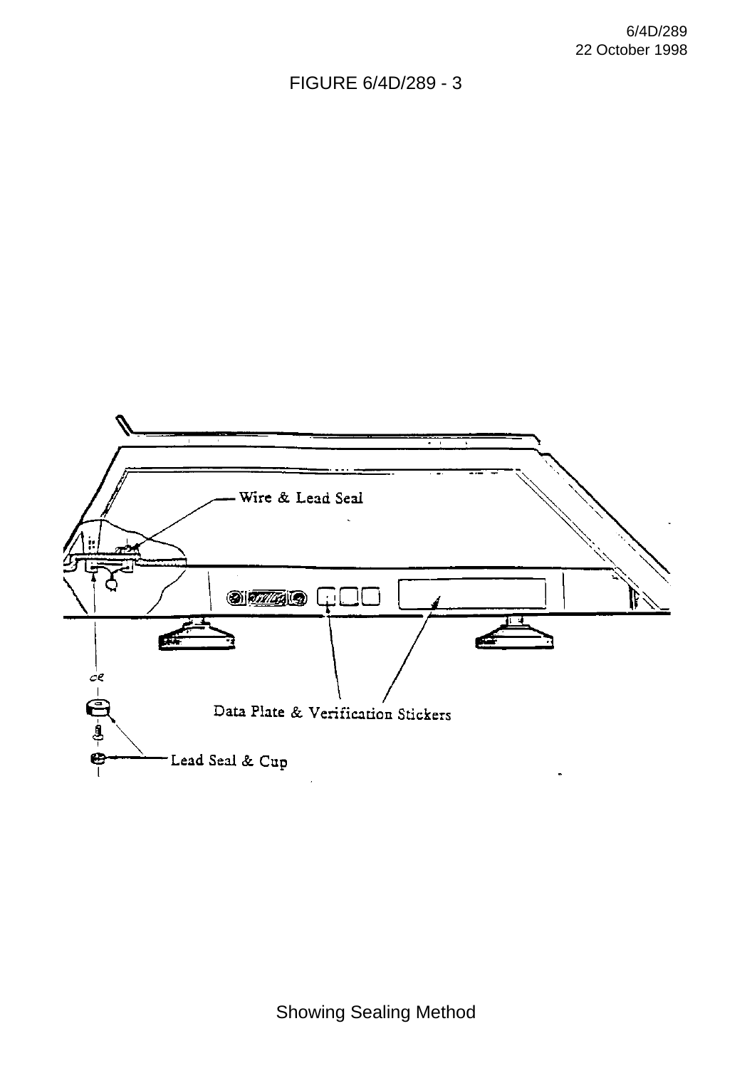# FIGURE 6/4D/289 - 3

Wire & Lead Seal

Data Plate & Verification Stickers

Lead Seal & Cup

Showing Sealing Method